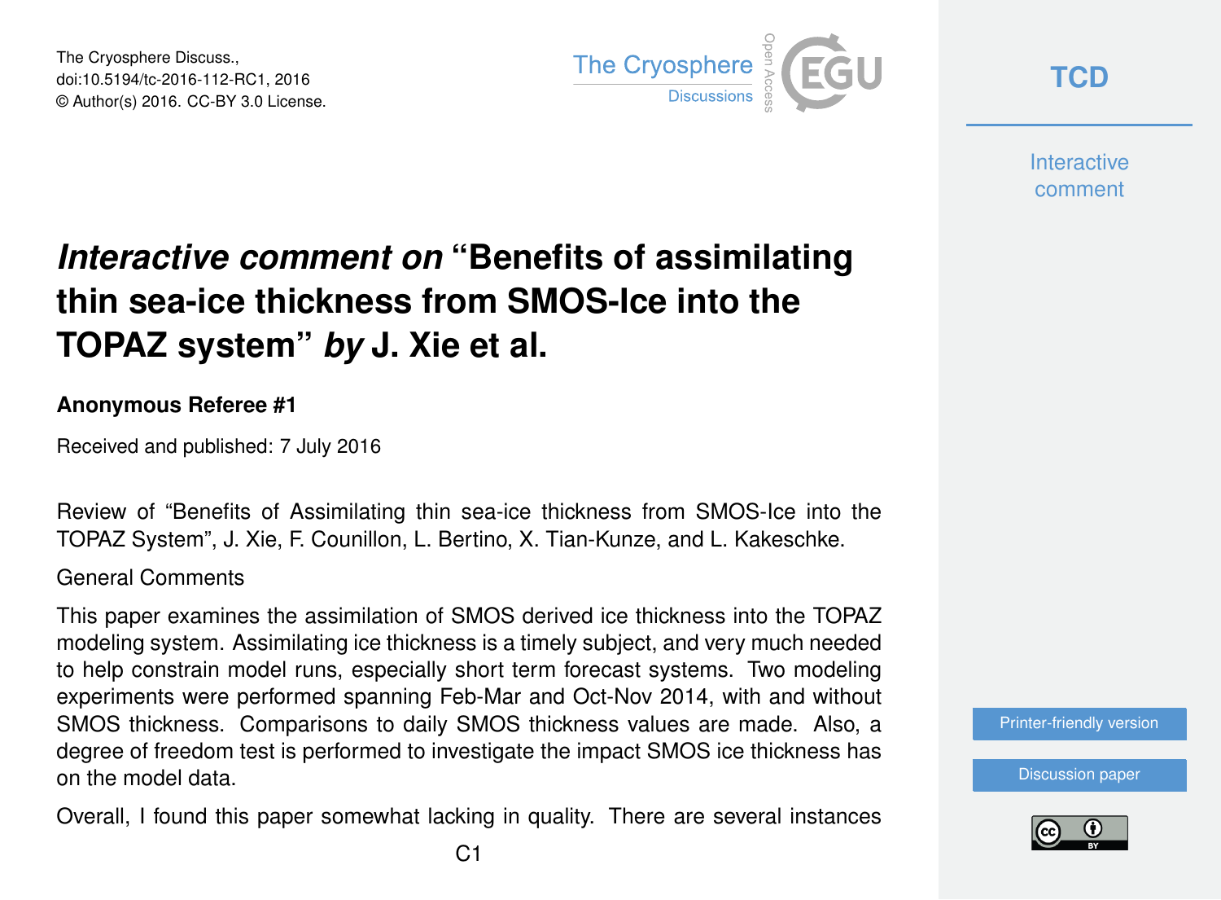# *Interactive comment on* "Benefits of assimilating thin sea-ice thickness from SMOS-Ice into the TOPAZ system" *by* J. Xie et al.

**Anonymous Referee #1**

Received and published: 7 July 2016

Review of "Benefits of Assimilating thin sea-ice thickness from SMOS-Ice into the TOPAZ System", J. Xie, F. Counillon, L. Bertino, X. Tian-Kunze, and L. Kakeschke.

General Comments

This paper examines the assimilation of SMOS derived ice thickness into the TOPAZ modeling system. Assimilating ice thickness is a timely subject, and very much needed to help constrain model runs, especially short term forecast systems. Two modeling experiments were performed spanning Feb-Mar and Oct-Nov 2014, with and without SMOS thickness. Comparisons to daily SMOS thickness values are made. Also, a degree of freedom test is performed to investigate the impact SMOS ice thickness has on the model data.

Overall, I found this paper somewhat lacking in quality. There are several instances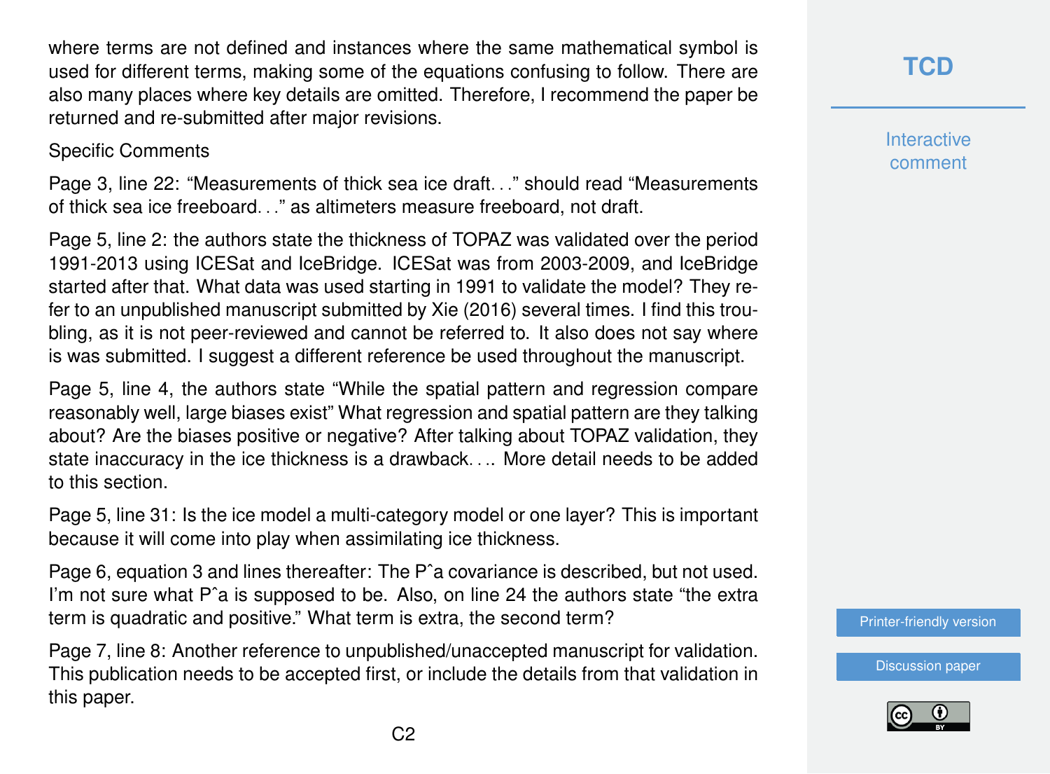where terms are not defined and instances where the same mathematical symbol is used for different terms, making some of the equations confusing to follow. There are also many places where key details are omitted. Therefore, I recommend the paper be returned and re-submitted after major revisions.

Specific Comments

Page 3, line 22: "Measurements of thick sea ice draft. . ." should read "Measurements of thick sea ice freeboard. . ." as altimeters measure freeboard, not draft.

Page 5, line 2: the authors state the thickness of TOPAZ was validated over the period 1991-2013 using ICESat and IceBridge. ICESat was from 2003-2009, and IceBridge started after that. What data was used starting in 1991 to validate the model? They refer to an unpublished manuscript submitted by Xie (2016) several times. I find this troubling, as it is not peer-reviewed and cannot be referred to. It also does not say where is was submitted. I suggest a different reference be used throughout the manuscript.

Page 5, line 4, the authors state "While the spatial pattern and regression compare reasonably well, large biases exist" What regression and spatial pattern are they talking about? Are the biases positive or negative? After talking about TOPAZ validation, they state inaccuracy in the ice thickness is a drawback. . .. More detail needs to be added to this section.

Page 5, line 31: Is the ice model a multi-category model or one layer? This is important because it will come into play when assimilating ice thickness.

Page 6, equation 3 and lines thereafter: The $\hat{P}^a$ covariance is described, but not used. I'm not sure what $\hat{P}^a$ is supposed to be. Also, on line 24 the authors state "the extra term is quadratic and positive." What term is extra, the second term?

Page 7, line 8: Another reference to unpublished/unaccepted manuscript for validation. This publication needs to be accepted first, or include the details from that validation in this paper.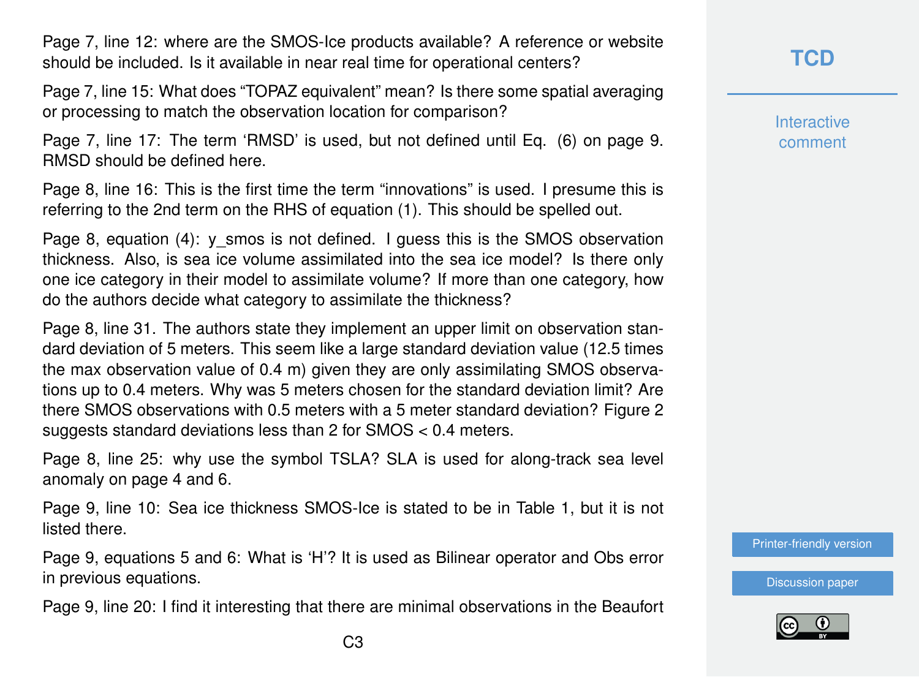Page 7, line 12: where are the SMOS-Ice products available? A reference or website should be included. Is it available in near real time for operational centers?

Page 7, line 15: What does "TOPAZ equivalent" mean? Is there some spatial averaging or processing to match the observation location for comparison?

Page 7, line 17: The term 'RMSD' is used, but not defined until Eq. (6) on page 9. RMSD should be defined here.

Page 8, line 16: This is the first time the term "innovations" is used. I presume this is referring to the 2nd term on the RHS of equation (1). This should be spelled out.

Page 8, equation (4): y_smos is not defined. I guess this is the SMOS observation thickness. Also, is sea ice volume assimilated into the sea ice model? Is there only one ice category in their model to assimilate volume? If more than one category, how do the authors decide what category to assimilate the thickness?

Page 8, line 31. The authors state they implement an upper limit on observation standard deviation of 5 meters. This seem like a large standard deviation value (12.5 times the max observation value of 0.4 m) given they are only assimilating SMOS observations up to 0.4 meters. Why was 5 meters chosen for the standard deviation limit? Are there SMOS observations with 0.5 meters with a 5 meter standard deviation? Figure 2 suggests standard deviations less than 2 for SMOS < 0.4 meters.

Page 8, line 25: why use the symbol TSLA? SLA is used for along-track sea level anomaly on page 4 and 6.

Page 9, line 10: Sea ice thickness SMOS-Ice is stated to be in Table 1, but it is not listed there.

Page 9, equations 5 and 6: What is 'H'? It is used as Bilinear operator and Obs error in previous equations.

Page 9, line 20: I find it interesting that there are minimal observations in the Beaufort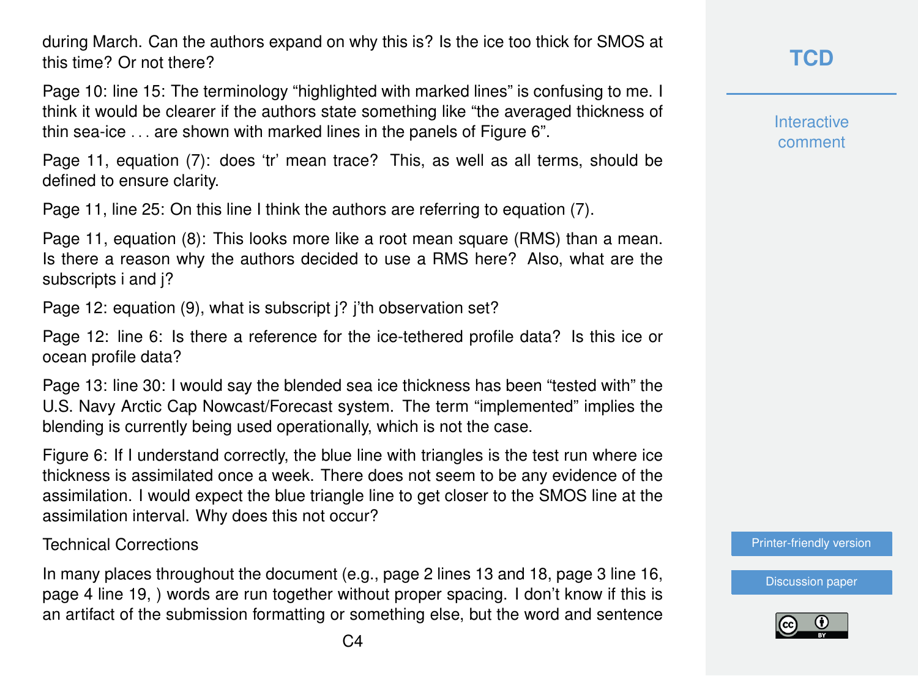during March. Can the authors expand on why this is? Is the ice too thick for SMOS at this time? Or not there?

Page 10: line 15: The terminology "highlighted with marked lines" is confusing to me. I think it would be clearer if the authors state something like "the averaged thickness of thin sea-ice . . . are shown with marked lines in the panels of Figure 6".

Page 11, equation (7): does 'tr' mean trace? This, as well as all terms, should be defined to ensure clarity.

Page 11, line 25: On this line I think the authors are referring to equation (7).

Page 11, equation (8): This looks more like a root mean square (RMS) than a mean. Is there a reason why the authors decided to use a RMS here? Also, what are the subscripts i and j?

Page 12: equation (9), what is subscript j? j'th observation set?

Page 12: line 6: Is there a reference for the ice-tethered profile data? Is this ice or ocean profile data?

Page 13: line 30: I would say the blended sea ice thickness has been "tested with" the U.S. Navy Arctic Cap Nowcast/Forecast system. The term "implemented" implies the blending is currently being used operationally, which is not the case.

Figure 6: If I understand correctly, the blue line with triangles is the test run where ice thickness is assimilated once a week. There does not seem to be any evidence of the assimilation. I would expect the blue triangle line to get closer to the SMOS line at the assimilation interval. Why does this not occur?

Technical Corrections

In many places throughout the document (e.g., page 2 lines 13 and 18, page 3 line 16, page 4 line 19, ) words are run together without proper spacing. I don't know if this is an artifact of the submission formatting or something else, but the word and sentence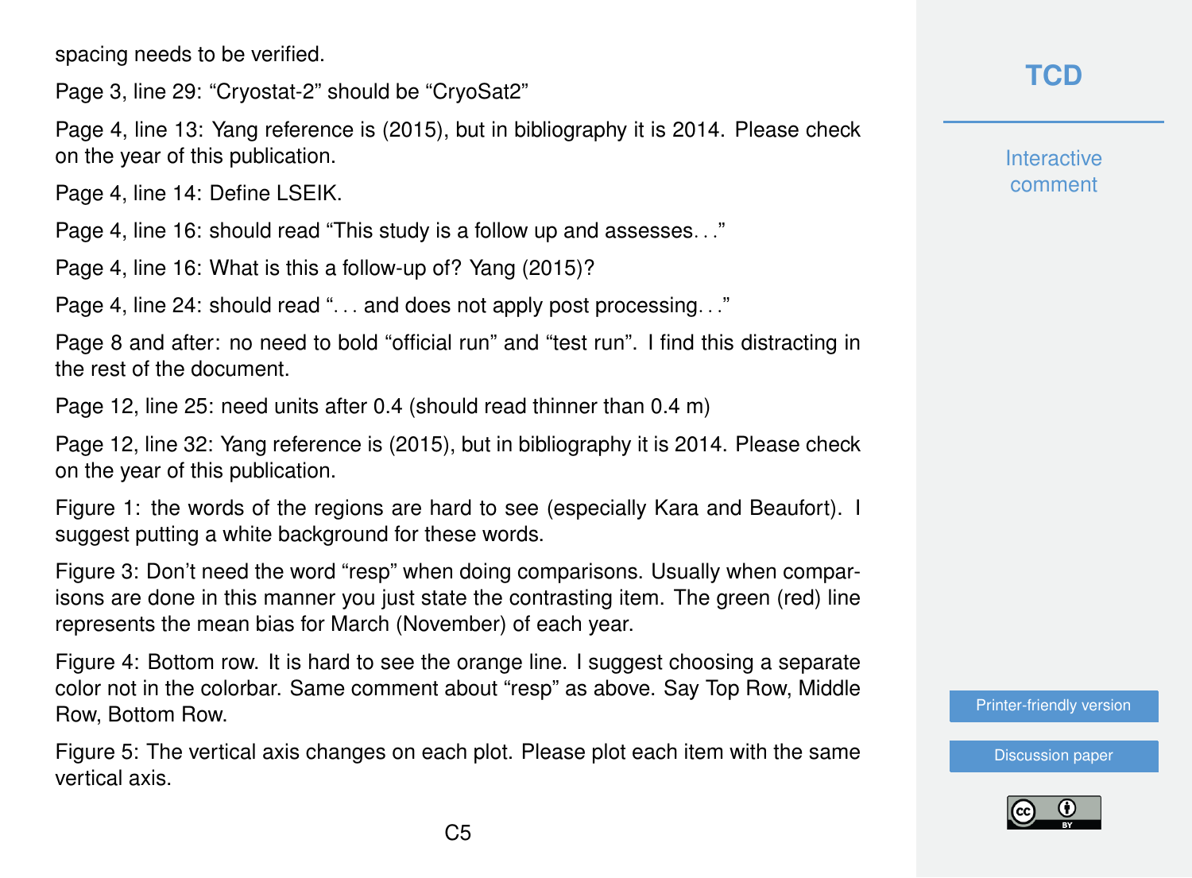spacing needs to be verified.

Page 3, line 29: “Cryostat-2” should be “CryoSat2”

Page 4, line 13: Yang reference is (2015), but in bibliography it is 2014. Please check on the year of this publication.

Page 4, line 14: Define LSEIK.

Page 4, line 16: should read “This study is a follow up and assesses. . .”

Page 4, line 16: What is this a follow-up of? Yang (2015)?

Page 4, line 24: should read “. . . and does not apply post processing. . .”

Page 8 and after: no need to bold “official run” and “test run”. I find this distracting in the rest of the document.

Page 12, line 25: need units after 0.4 (should read thinner than 0.4 m)

Page 12, line 32: Yang reference is (2015), but in bibliography it is 2014. Please check on the year of this publication.

Figure 1: the words of the regions are hard to see (especially Kara and Beaufort). I suggest putting a white background for these words.

Figure 3: Don’t need the word “resp” when doing comparisons. Usually when comparisons are done in this manner you just state the contrasting item. The green (red) line represents the mean bias for March (November) of each year.

Figure 4: Bottom row. It is hard to see the orange line. I suggest choosing a separate color not in the colorbar. Same comment about “resp” as above. Say Top Row, Middle Row, Bottom Row.

Figure 5: The vertical axis changes on each plot. Please plot each item with the same vertical axis.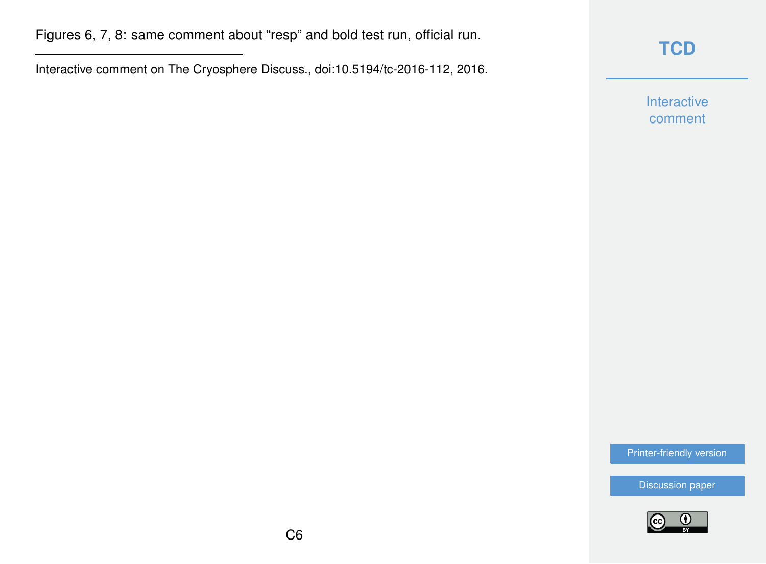Figures 6, 7, 8: same comment about "resp" and bold test run, official run.

---

Interactive comment on The Cryosphere Discuss., doi:10.5194/tc-2016-112, 2016.